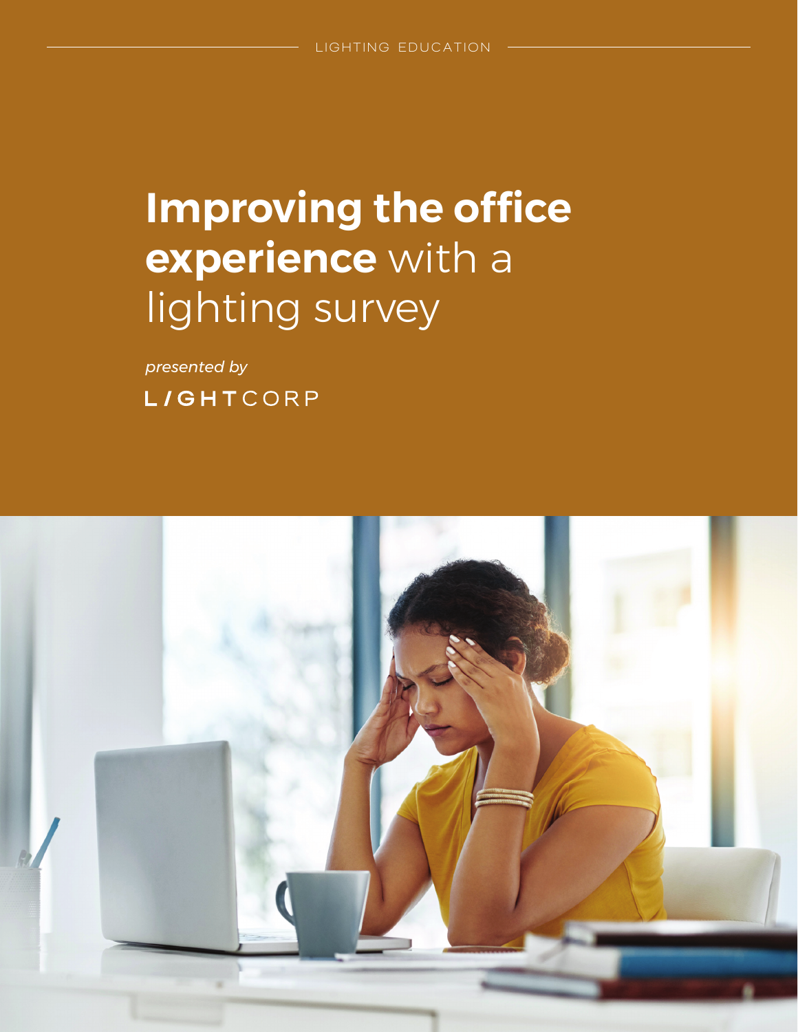LIGHTING EDUCATION

# **Improving the office experience** with a lighting survey

*presented by*

LIGHTCORP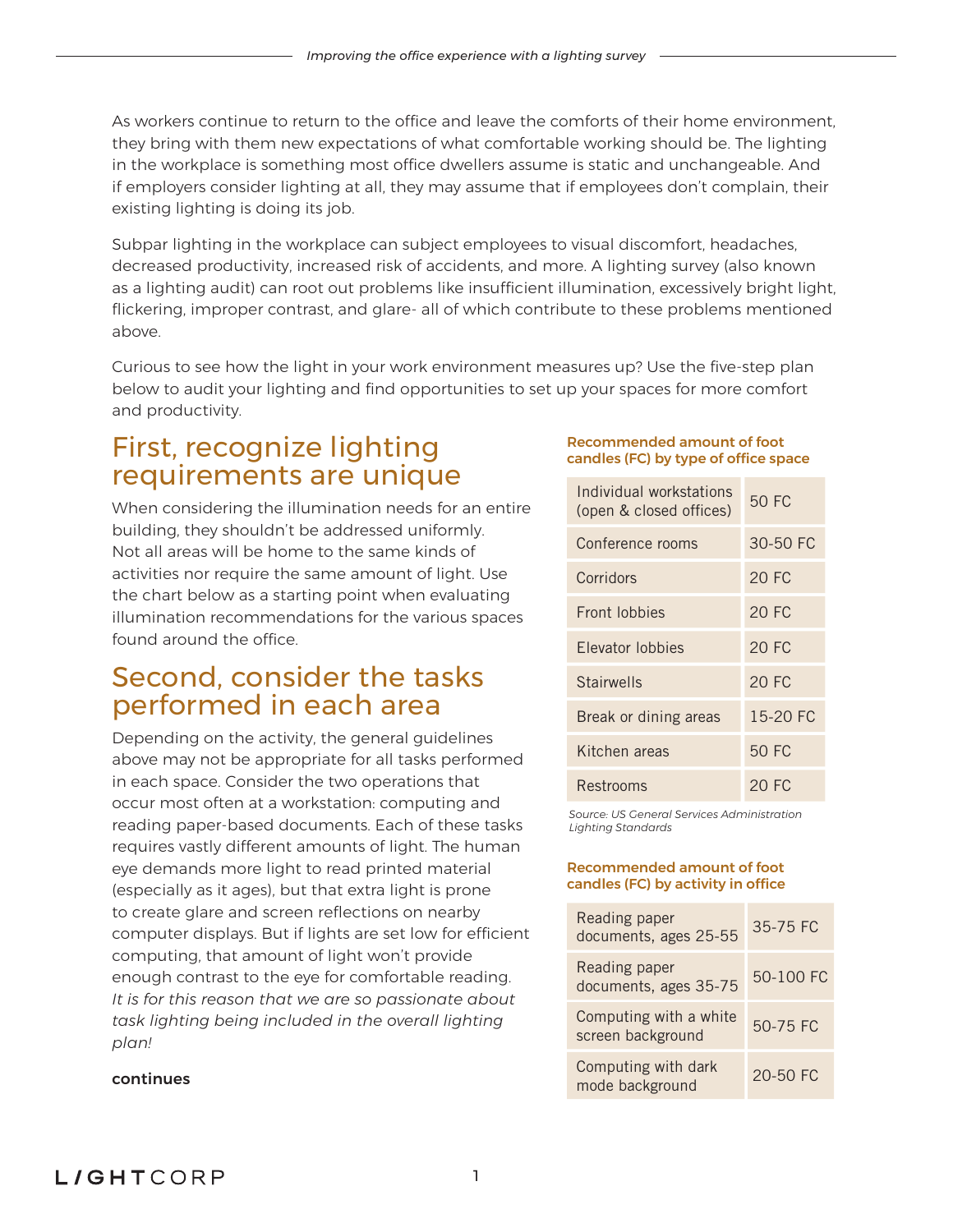As workers continue to return to the office and leave the comforts of their home environment, they bring with them new expectations of what comfortable working should be. The lighting in the workplace is something most office dwellers assume is static and unchangeable. And if employers consider lighting at all, they may assume that if employees don't complain, their existing lighting is doing its job.

Subpar lighting in the workplace can subject employees to visual discomfort, headaches, decreased productivity, increased risk of accidents, and more. A lighting survey (also known as a lighting audit) can root out problems like insufficient illumination, excessively bright light, flickering, improper contrast, and glare- all of which contribute to these problems mentioned above.

Curious to see how the light in your work environment measures up? Use the five-step plan below to audit your lighting and find opportunities to set up your spaces for more comfort and productivity.

## First, recognize lighting requirements are unique

When considering the illumination needs for an entire building, they shouldn't be addressed uniformly. Not all areas will be home to the same kinds of activities nor require the same amount of light. Use the chart below as a starting point when evaluating illumination recommendations for the various spaces found around the office.

**Recommended amount of foot candles (FC) by type of office space**

| Space | FC |
|---|---|
| Individual workstations (open & closed offices) | 50 FC |
| Conference rooms | 30-50 FC |
| Corridors | 20 FC |
| Front lobbies | 20 FC |
| Elevator lobbies | 20 FC |
| Stairwells | 20 FC |
| Break or dining areas | 15-20 FC |
| Kitchen areas | 50 FC |
| Restrooms | 20 FC |

*Source: US General Services Administration Lighting Standards*

## Second, consider the tasks performed in each area

Depending on the activity, the general guidelines above may not be appropriate for all tasks performed in each space. Consider the two operations that occur most often at a workstation: computing and reading paper-based documents. Each of these tasks requires vastly different amounts of light. The human eye demands more light to read printed material (especially as it ages), but that extra light is prone to create glare and screen reflections on nearby computer displays. But if lights are set low for efficient computing, that amount of light won't provide enough contrast to the eye for comfortable reading. *It is for this reason that we are so passionate about task lighting being included in the overall lighting plan!*

**Recommended amount of foot candles (FC) by activity in office**

| Activity | FC |
|---|---|
| Reading paper documents, ages 25-55 | 35-75 FC |
| Reading paper documents, ages 35-75 | 50-100 FC |
| Computing with a white screen background | 50-75 FC |
| Computing with dark mode background | 20-50 FC |

**continues**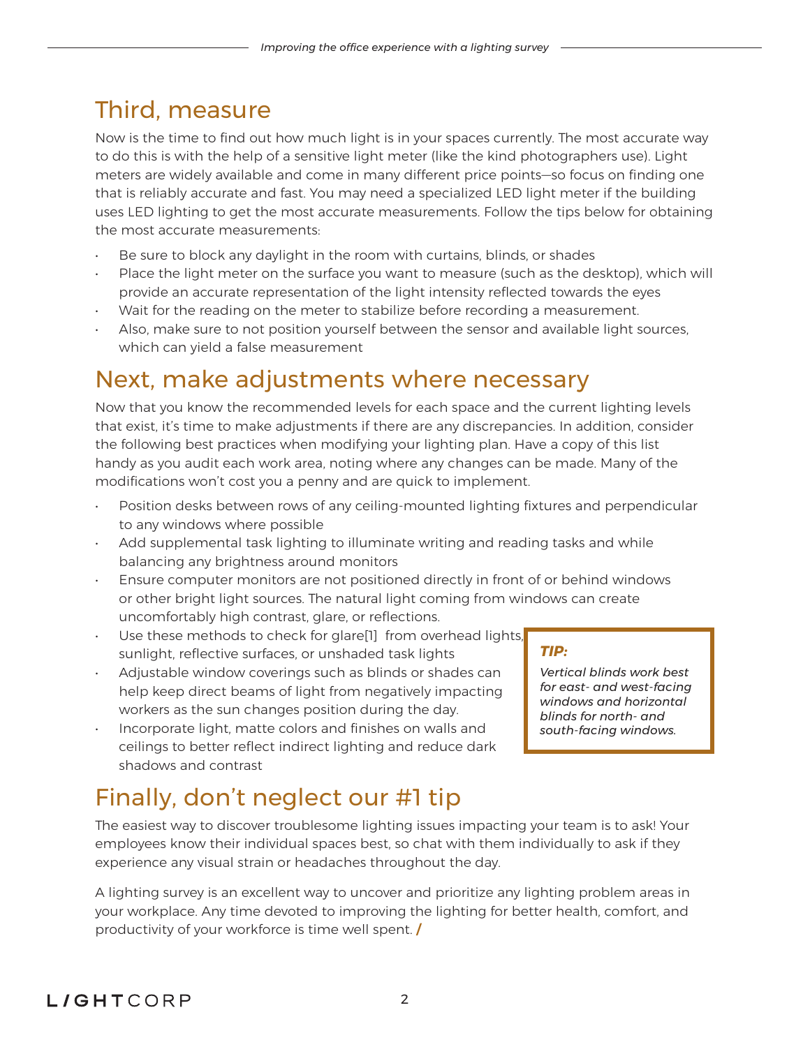## Third, measure

Now is the time to find out how much light is in your spaces currently. The most accurate way to do this is with the help of a sensitive light meter (like the kind photographers use). Light meters are widely available and come in many different price points—so focus on finding one that is reliably accurate and fast. You may need a specialized LED light meter if the building uses LED lighting to get the most accurate measurements. Follow the tips below for obtaining the most accurate measurements:

- Be sure to block any daylight in the room with curtains, blinds, or shades
- Place the light meter on the surface you want to measure (such as the desktop), which will provide an accurate representation of the light intensity reflected towards the eyes
- Wait for the reading on the meter to stabilize before recording a measurement.
- Also, make sure to not position yourself between the sensor and available light sources, which can yield a false measurement

## Next, make adjustments where necessary

Now that you know the recommended levels for each space and the current lighting levels that exist, it's time to make adjustments if there are any discrepancies. In addition, consider the following best practices when modifying your lighting plan. Have a copy of this list handy as you audit each work area, noting where any changes can be made. Many of the modifications won't cost you a penny and are quick to implement.

- Position desks between rows of any ceiling-mounted lighting fixtures and perpendicular to any windows where possible
- Add supplemental task lighting to illuminate writing and reading tasks and while balancing any brightness around monitors
- Ensure computer monitors are not positioned directly in front of or behind windows or other bright light sources. The natural light coming from windows can create uncomfortably high contrast, glare, or reflections.
- Use these methods to check for glare[1] from overhead lights, sunlight, reflective surfaces, or unshaded task lights
- Adjustable window coverings such as blinds or shades can help keep direct beams of light from negatively impacting workers as the sun changes position during the day.
- Incorporate light, matte colors and finishes on walls and ceilings to better reflect indirect lighting and reduce dark shadows and contrast

> ***TIP:***
>
> *Vertical blinds work best for east- and west-facing windows and horizontal blinds for north- and south-facing windows.*

## Finally, don't neglect our #1 tip

The easiest way to discover troublesome lighting issues impacting your team is to ask! Your employees know their individual spaces best, so chat with them individually to ask if they experience any visual strain or headaches throughout the day.

A lighting survey is an excellent way to uncover and prioritize any lighting problem areas in your workplace. Any time devoted to improving the lighting for better health, comfort, and productivity of your workforce is time well spent. /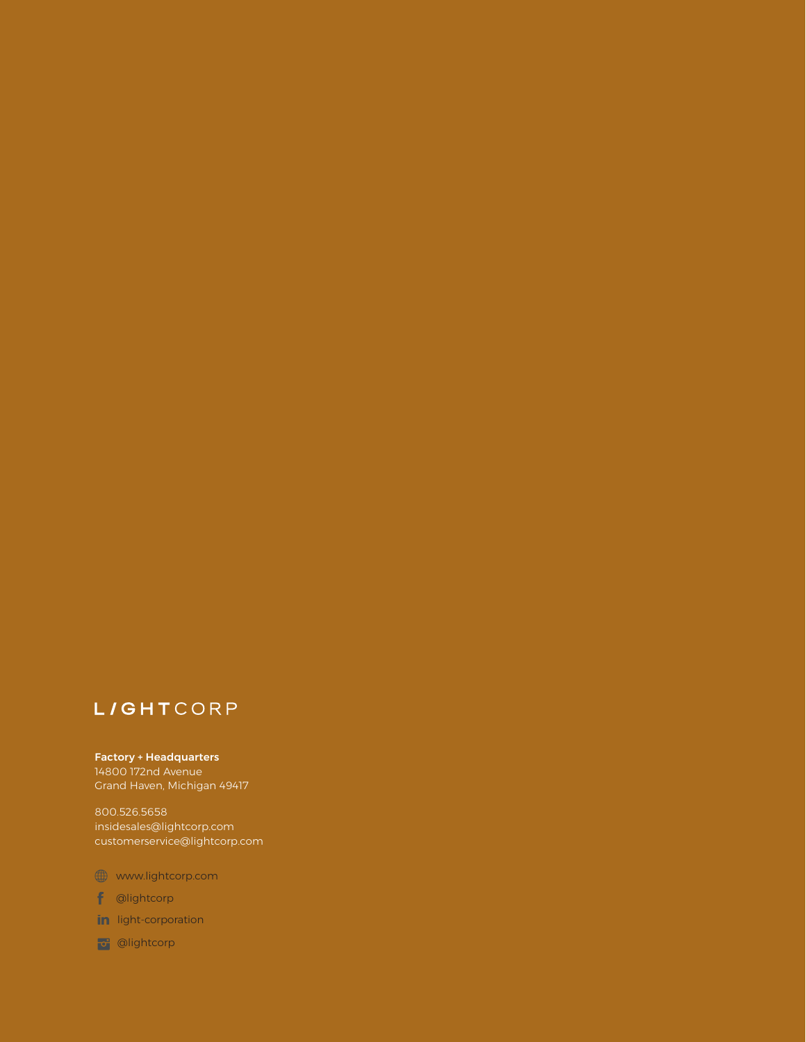LIGHTCORP

**Factory + Headquarters**
14800 172nd Avenue
Grand Haven, Michigan 49417

800.526.5658
insidesales@lightcorp.com
customerservice@lightcorp.com

www.lightcorp.com

@lightcorp

light-corporation

@lightcorp